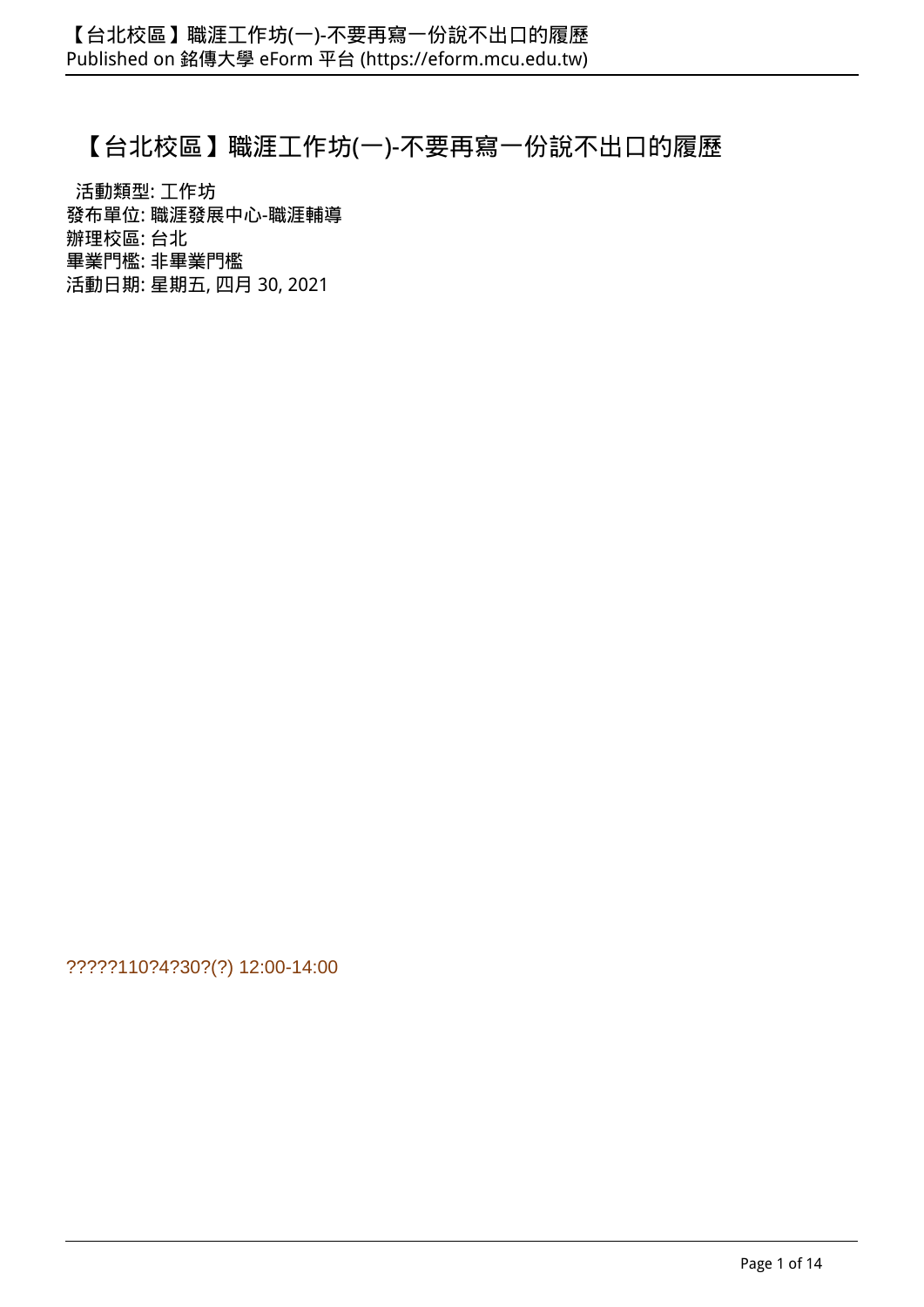# 【台北校區】職涯工作坊(一)-不要再寫一份說不出口的履歷

活動類型: 工作坊
發布單位: 職涯發展中心-職涯輔導
辦理校區: 台北
畢業門檻: 非畢業門檻
活動日期: 星期五, 四月 30, 2021

?????110?4?30?(?) 12:00-14:00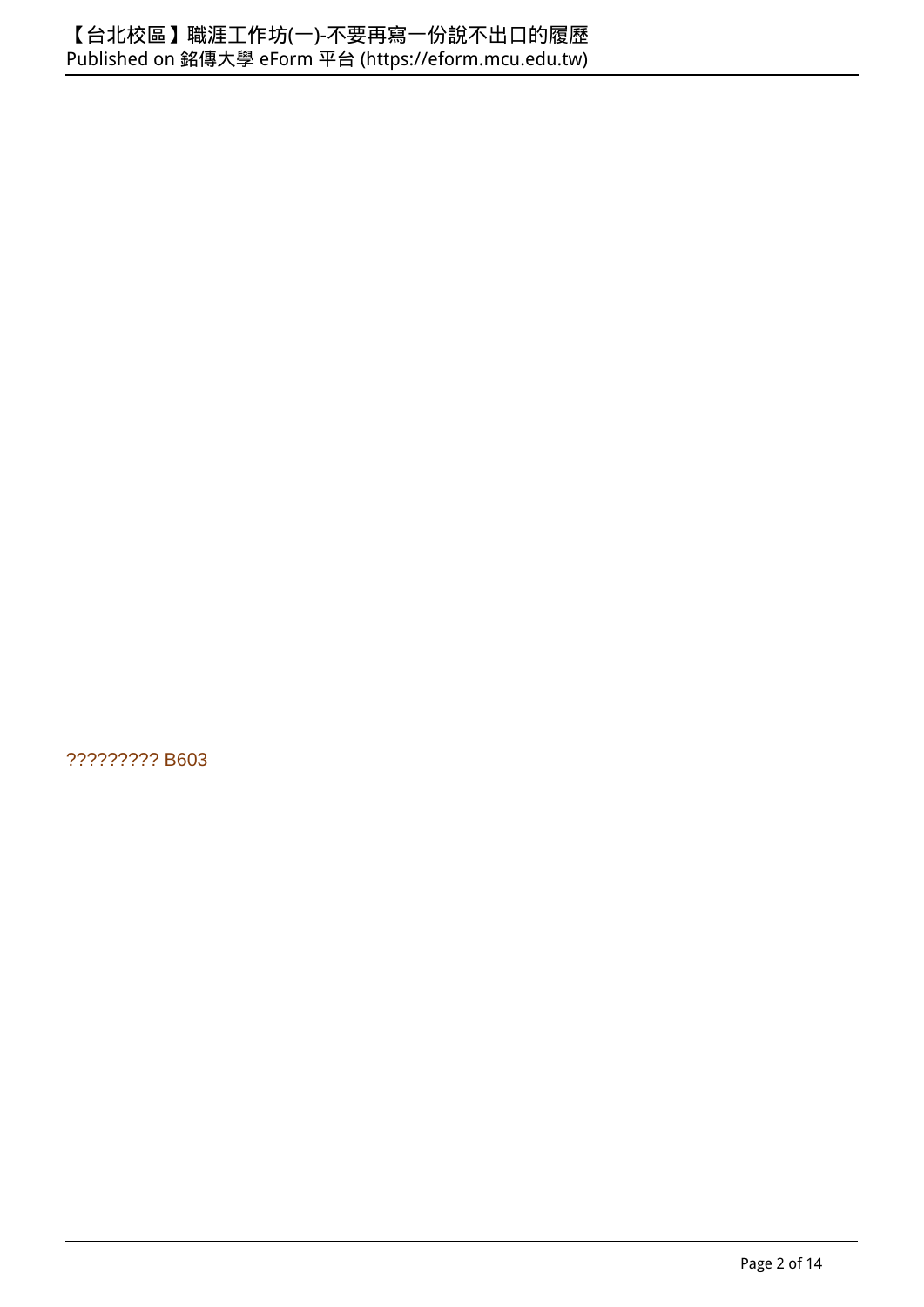????????? B603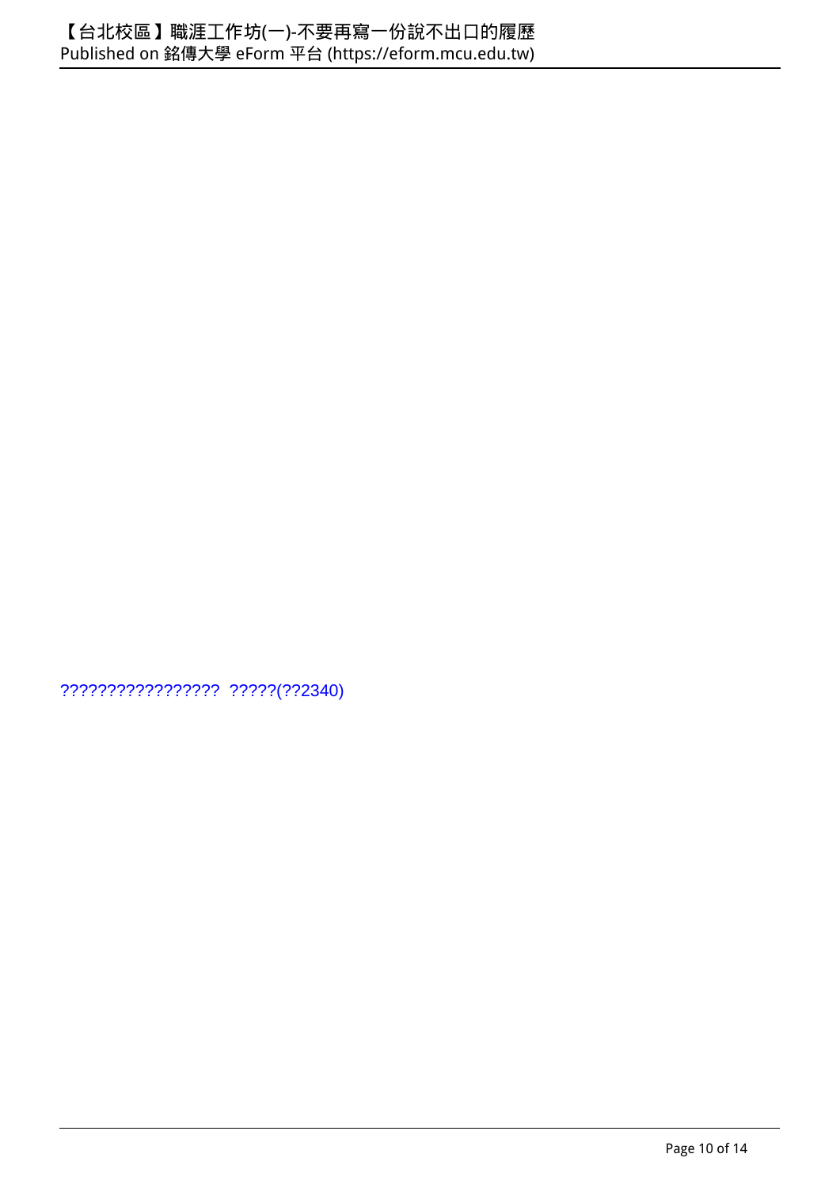?????????????????  ?????(??2340)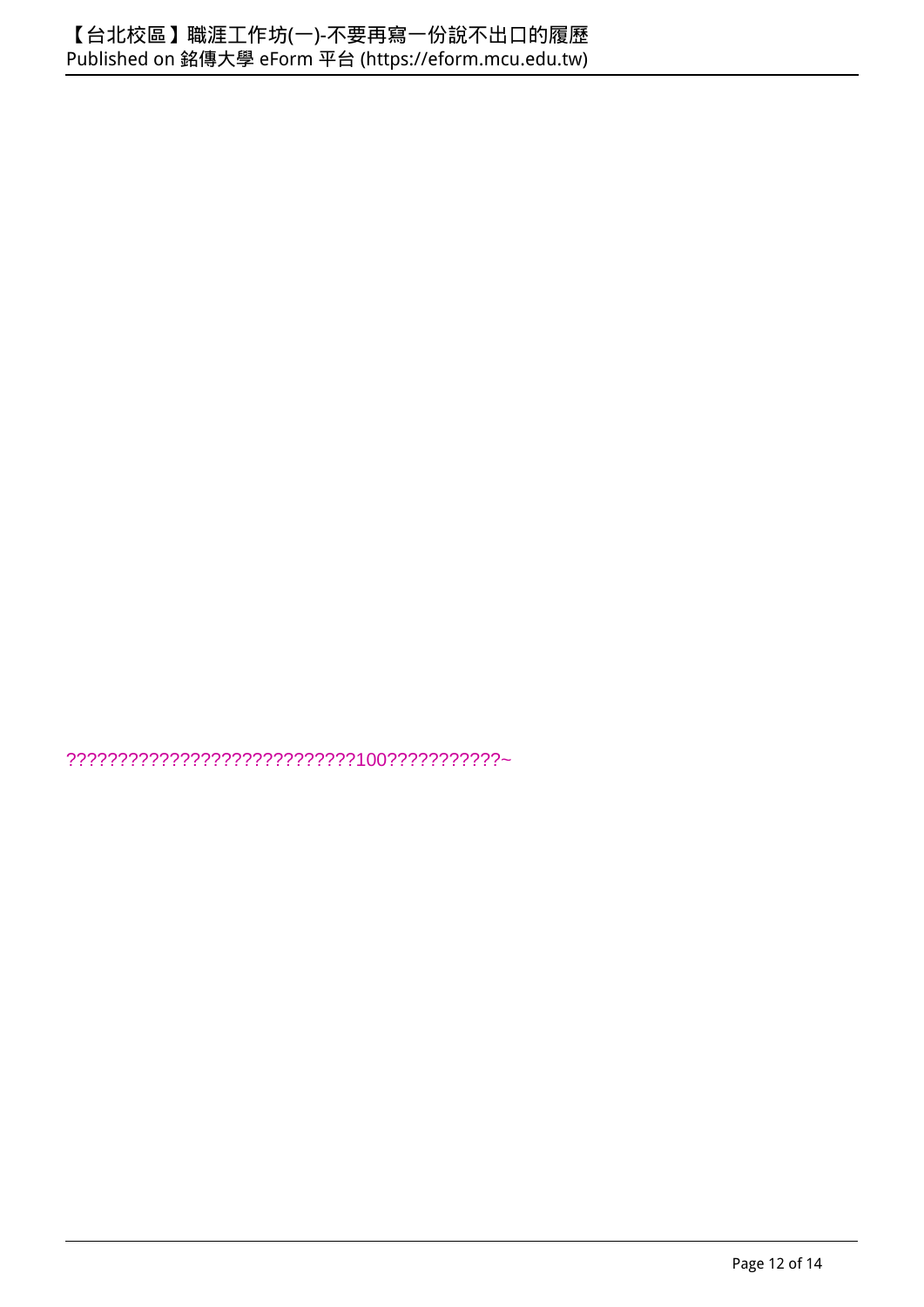???????????????????????????100???????????~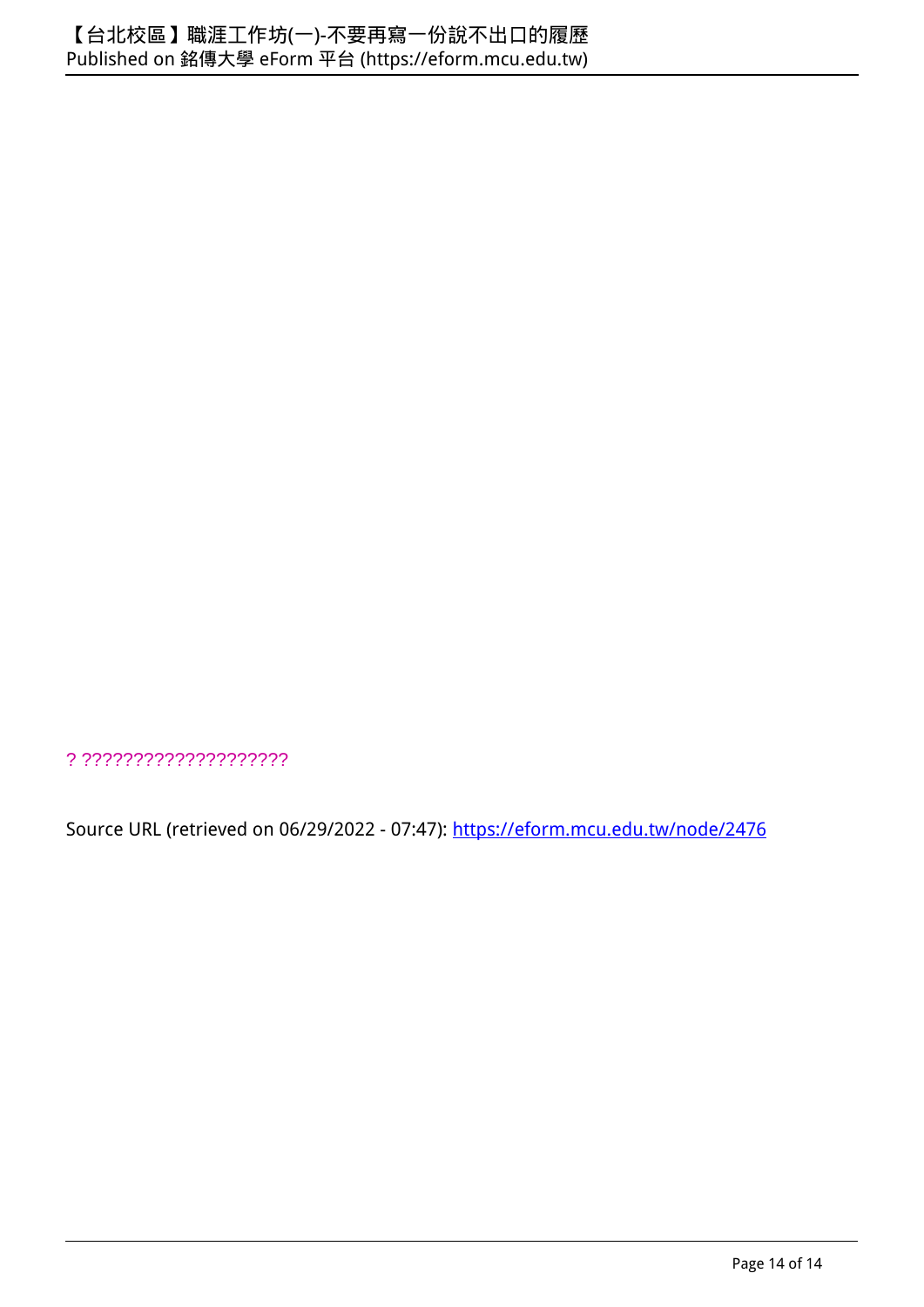? ????????????????????

Source URL (retrieved on 06/29/2022 - 07:47): https://eform.mcu.edu.tw/node/2476